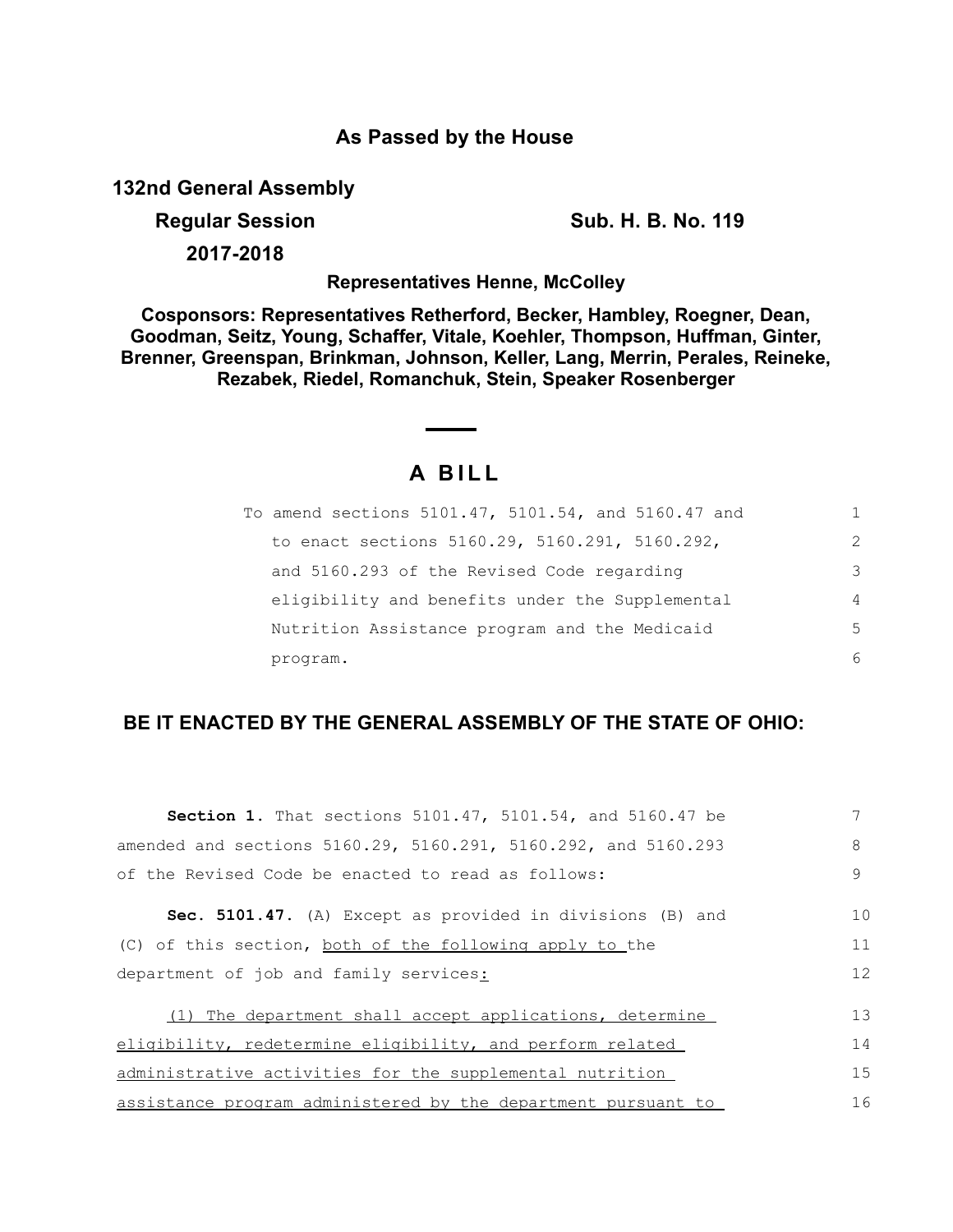**As Passed by the House**

**132nd General Assembly**

**Regular Session** **Sub. H. B. No. 119**

**2017-2018**

**Representatives Henne, McColley**

**Cosponsors: Representatives Retherford, Becker, Hambley, Roegner, Dean, Goodman, Seitz, Young, Schaffer, Vitale, Koehler, Thompson, Huffman, Ginter, Brenner, Greenspan, Brinkman, Johnson, Keller, Lang, Merrin, Perales, Reineke, Rezabek, Riedel, Romanchuk, Stein, Speaker Rosenberger**

# A BILL

To amend sections 5101.47, 5101.54, and 5160.47 and to enact sections 5160.29, 5160.291, 5160.292, and 5160.293 of the Revised Code regarding eligibility and benefits under the Supplemental Nutrition Assistance program and the Medicaid program.

**BE IT ENACTED BY THE GENERAL ASSEMBLY OF THE STATE OF OHIO:**

**Section 1.** That sections 5101.47, 5101.54, and 5160.47 be amended and sections 5160.29, 5160.291, 5160.292, and 5160.293 of the Revised Code be enacted to read as follows:

**Sec. 5101.47.** (A) Except as provided in divisions (B) and (C) of this section, both of the following apply to the department of job and family services:

(1) The department shall accept applications, determine eligibility, redetermine eligibility, and perform related administrative activities for the supplemental nutrition assistance program administered by the department pursuant to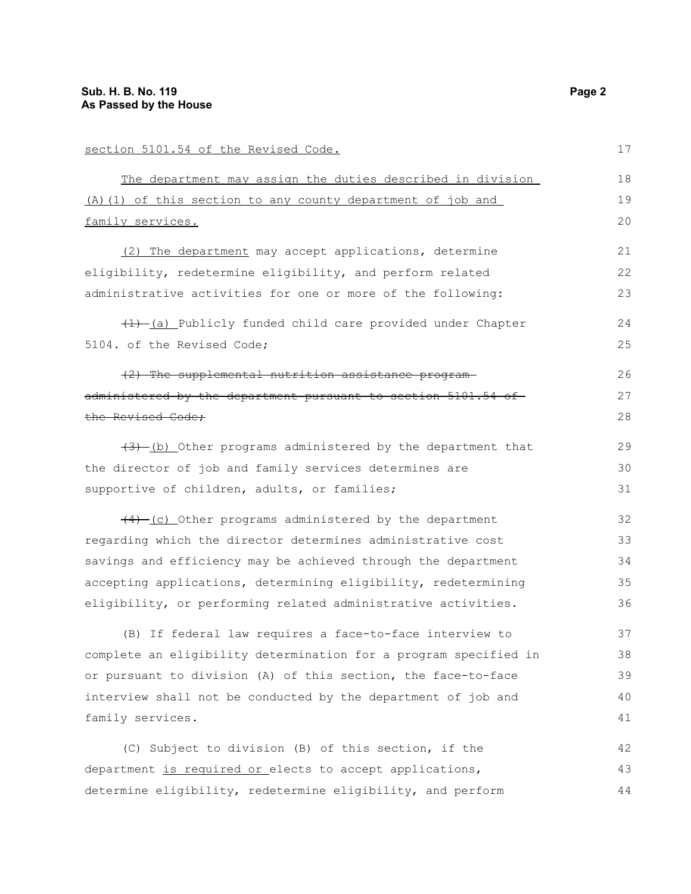section 5101.54 of the Revised Code.

The department may assign the duties described in division (A)(1) of this section to any county department of job and family services.

(2) The department may accept applications, determine eligibility, redetermine eligibility, and perform related administrative activities for one or more of the following:

~~(1)~~ (a) Publicly funded child care provided under Chapter 5104. of the Revised Code;

~~(2) The supplemental nutrition assistance program administered by the department pursuant to section 5101.54 of the Revised Code;~~

~~(3)~~ (b) Other programs administered by the department that the director of job and family services determines are supportive of children, adults, or families;

~~(4)~~ (c) Other programs administered by the department regarding which the director determines administrative cost savings and efficiency may be achieved through the department accepting applications, determining eligibility, redetermining eligibility, or performing related administrative activities.

(B) If federal law requires a face-to-face interview to complete an eligibility determination for a program specified in or pursuant to division (A) of this section, the face-to-face interview shall not be conducted by the department of job and family services.

(C) Subject to division (B) of this section, if the department is required or elects to accept applications, determine eligibility, redetermine eligibility, and perform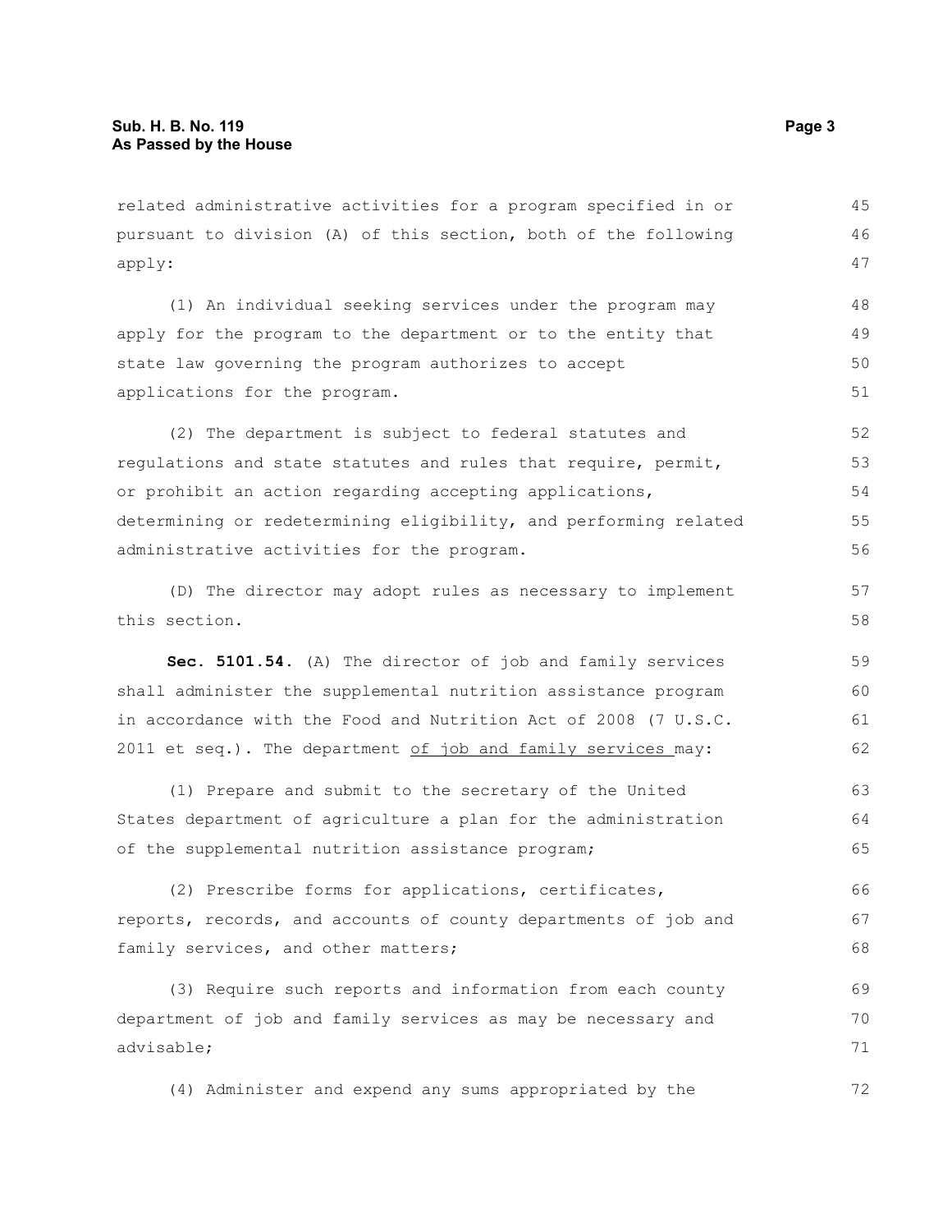related administrative activities for a program specified in or pursuant to division (A) of this section, both of the following apply:

(1) An individual seeking services under the program may apply for the program to the department or to the entity that state law governing the program authorizes to accept applications for the program.

(2) The department is subject to federal statutes and regulations and state statutes and rules that require, permit, or prohibit an action regarding accepting applications, determining or redetermining eligibility, and performing related administrative activities for the program.

(D) The director may adopt rules as necessary to implement this section.

**Sec. 5101.54.** (A) The director of job and family services shall administer the supplemental nutrition assistance program in accordance with the Food and Nutrition Act of 2008 (7 U.S.C. 2011 et seq.). The department <u>of job and family services</u> may:

(1) Prepare and submit to the secretary of the United States department of agriculture a plan for the administration of the supplemental nutrition assistance program;

(2) Prescribe forms for applications, certificates, reports, records, and accounts of county departments of job and family services, and other matters;

(3) Require such reports and information from each county department of job and family services as may be necessary and advisable;

(4) Administer and expend any sums appropriated by the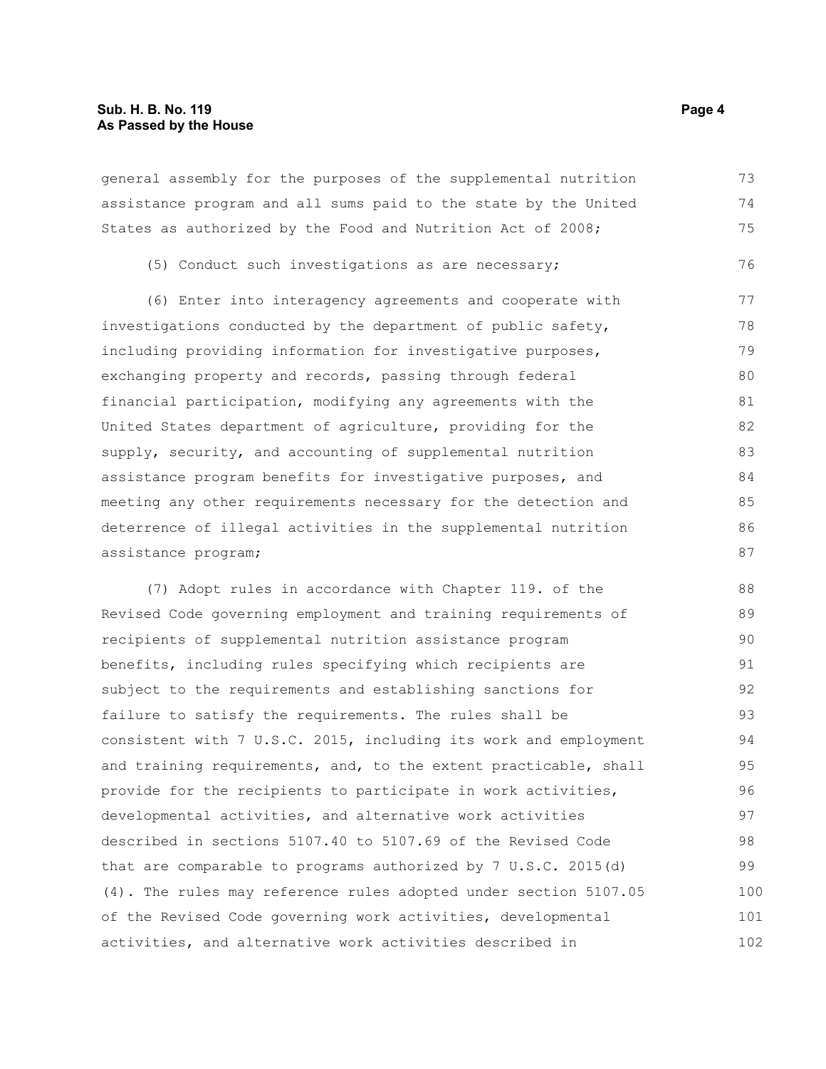general assembly for the purposes of the supplemental nutrition assistance program and all sums paid to the state by the United States as authorized by the Food and Nutrition Act of 2008;

(5) Conduct such investigations as are necessary;

(6) Enter into interagency agreements and cooperate with investigations conducted by the department of public safety, including providing information for investigative purposes, exchanging property and records, passing through federal financial participation, modifying any agreements with the United States department of agriculture, providing for the supply, security, and accounting of supplemental nutrition assistance program benefits for investigative purposes, and meeting any other requirements necessary for the detection and deterrence of illegal activities in the supplemental nutrition assistance program;

(7) Adopt rules in accordance with Chapter 119. of the Revised Code governing employment and training requirements of recipients of supplemental nutrition assistance program benefits, including rules specifying which recipients are subject to the requirements and establishing sanctions for failure to satisfy the requirements. The rules shall be consistent with 7 U.S.C. 2015, including its work and employment and training requirements, and, to the extent practicable, shall provide for the recipients to participate in work activities, developmental activities, and alternative work activities described in sections 5107.40 to 5107.69 of the Revised Code that are comparable to programs authorized by 7 U.S.C. 2015(d)(4). The rules may reference rules adopted under section 5107.05 of the Revised Code governing work activities, developmental activities, and alternative work activities described in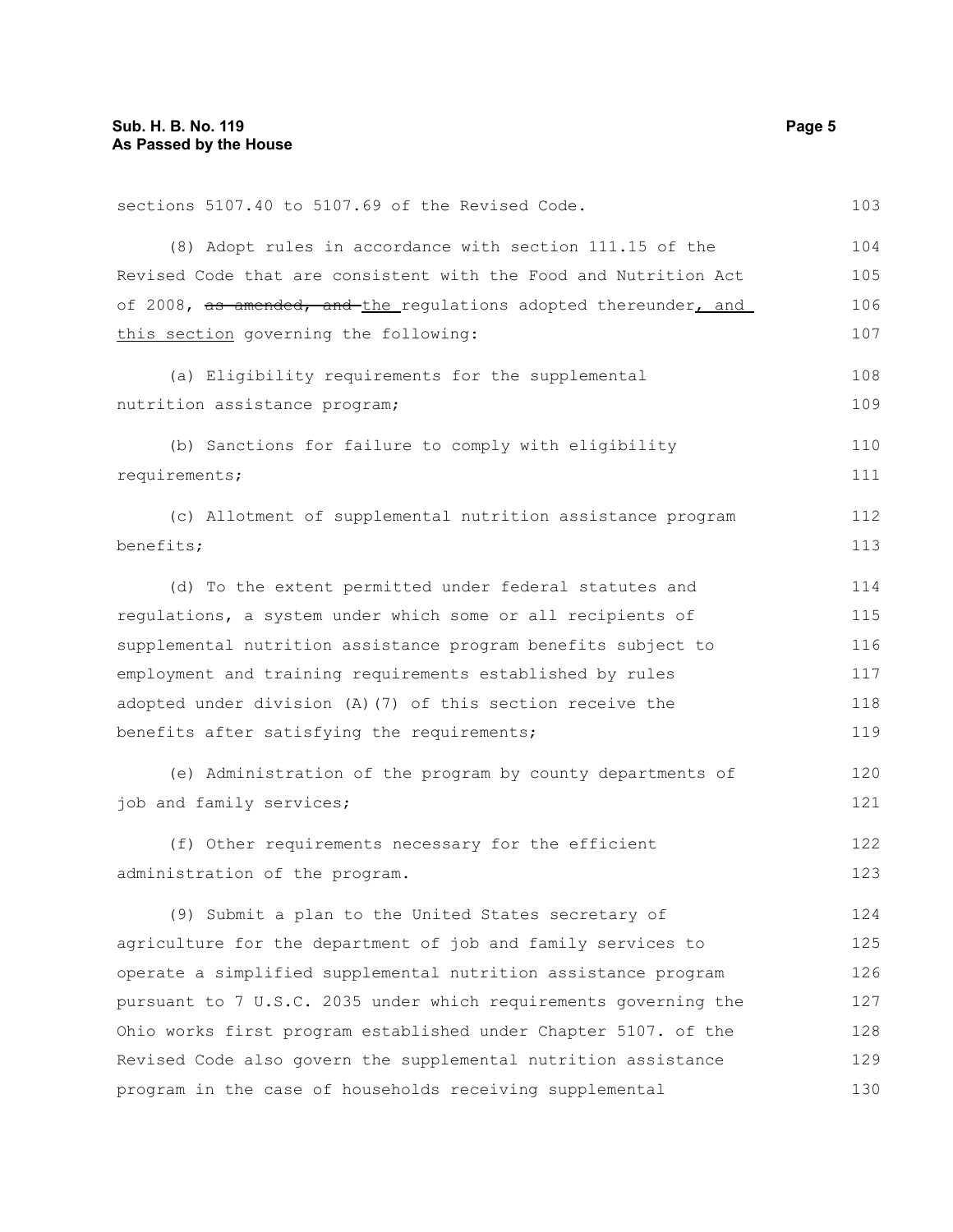sections 5107.40 to 5107.69 of the Revised Code.

(8) Adopt rules in accordance with section 111.15 of the Revised Code that are consistent with the Food and Nutrition Act of 2008, ~~as amended, and~~ the regulations adopted thereunder, and this section governing the following:

(a) Eligibility requirements for the supplemental nutrition assistance program;

(b) Sanctions for failure to comply with eligibility requirements;

(c) Allotment of supplemental nutrition assistance program benefits;

(d) To the extent permitted under federal statutes and regulations, a system under which some or all recipients of supplemental nutrition assistance program benefits subject to employment and training requirements established by rules adopted under division (A)(7) of this section receive the benefits after satisfying the requirements;

(e) Administration of the program by county departments of job and family services;

(f) Other requirements necessary for the efficient administration of the program.

(9) Submit a plan to the United States secretary of agriculture for the department of job and family services to operate a simplified supplemental nutrition assistance program pursuant to 7 U.S.C. 2035 under which requirements governing the Ohio works first program established under Chapter 5107. of the Revised Code also govern the supplemental nutrition assistance program in the case of households receiving supplemental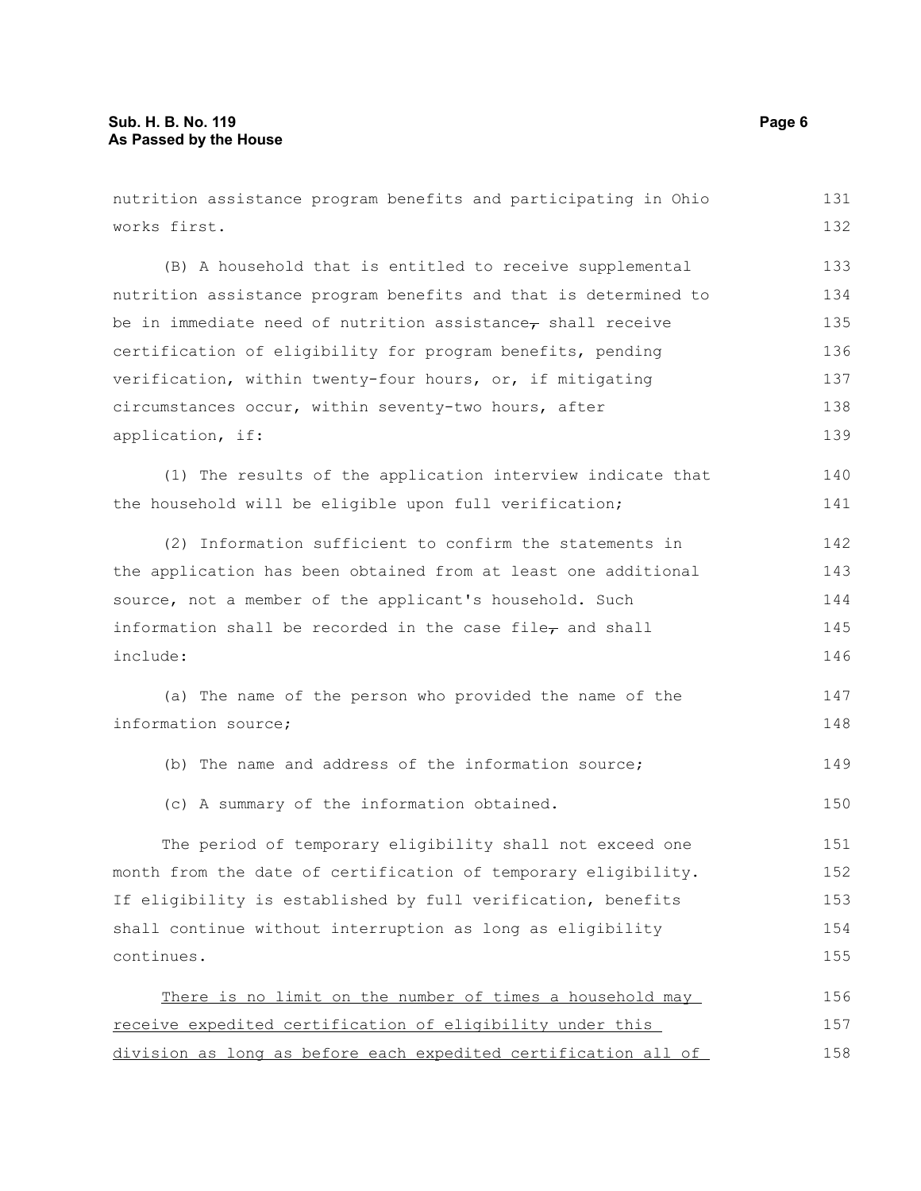nutrition assistance program benefits and participating in Ohio works first.

(B) A household that is entitled to receive supplemental nutrition assistance program benefits and that is determined to be in immediate need of nutrition assistance~~,~~ shall receive certification of eligibility for program benefits, pending verification, within twenty-four hours, or, if mitigating circumstances occur, within seventy-two hours, after application, if:

(1) The results of the application interview indicate that the household will be eligible upon full verification;

(2) Information sufficient to confirm the statements in the application has been obtained from at least one additional source, not a member of the applicant's household. Such information shall be recorded in the case file~~,~~ and shall include:

(a) The name of the person who provided the name of the information source;

(b) The name and address of the information source;

(c) A summary of the information obtained.

The period of temporary eligibility shall not exceed one month from the date of certification of temporary eligibility. If eligibility is established by full verification, benefits shall continue without interruption as long as eligibility continues.

<u>There is no limit on the number of times a household may receive expedited certification of eligibility under this division as long as before each expedited certification all of</u>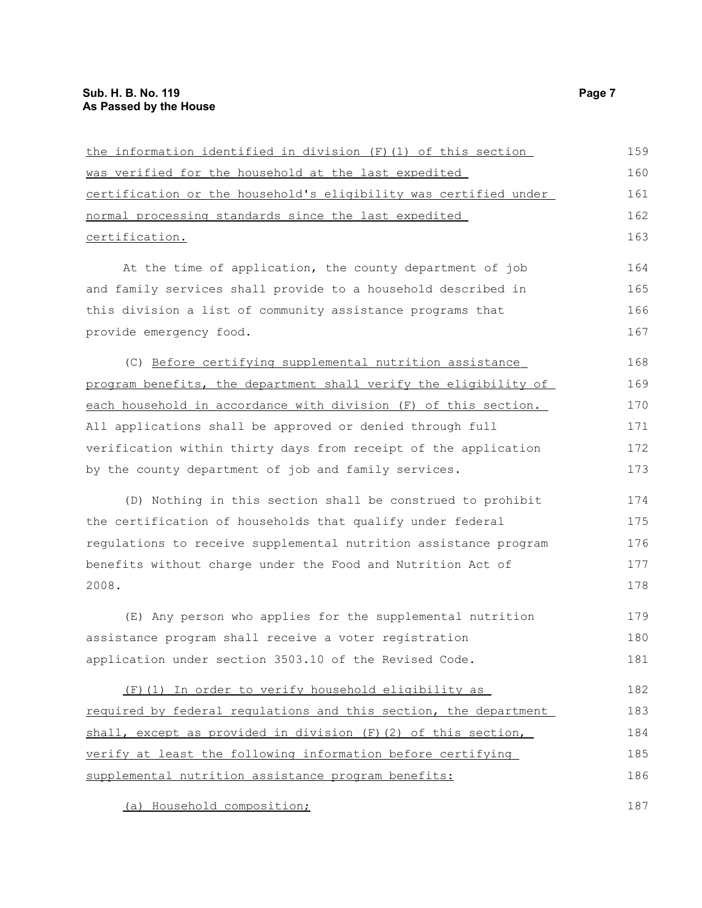the information identified in division (F)(1) of this section was verified for the household at the last expedited certification or the household's eligibility was certified under normal processing standards since the last expedited certification.

At the time of application, the county department of job and family services shall provide to a household described in this division a list of community assistance programs that provide emergency food.

(C) Before certifying supplemental nutrition assistance program benefits, the department shall verify the eligibility of each household in accordance with division (F) of this section. All applications shall be approved or denied through full verification within thirty days from receipt of the application by the county department of job and family services.

(D) Nothing in this section shall be construed to prohibit the certification of households that qualify under federal regulations to receive supplemental nutrition assistance program benefits without charge under the Food and Nutrition Act of 2008.

(E) Any person who applies for the supplemental nutrition assistance program shall receive a voter registration application under section 3503.10 of the Revised Code.

(F)(1) In order to verify household eligibility as required by federal regulations and this section, the department shall, except as provided in division (F)(2) of this section, verify at least the following information before certifying supplemental nutrition assistance program benefits:

(a) Household composition;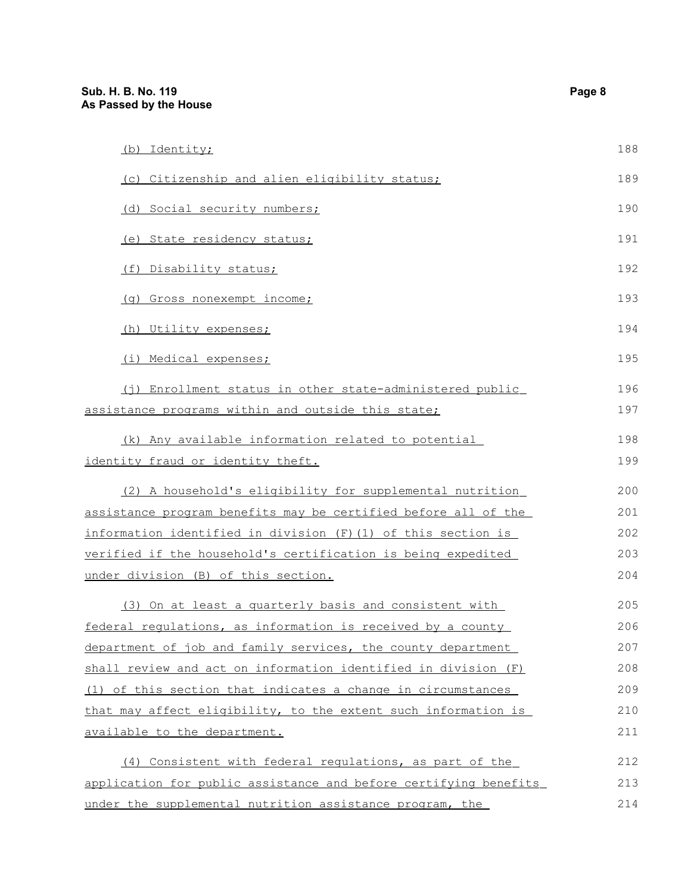(b) Identity;

(c) Citizenship and alien eligibility status;

(d) Social security numbers;

(e) State residency status;

(f) Disability status;

(g) Gross nonexempt income;

(h) Utility expenses;

(i) Medical expenses;

(j) Enrollment status in other state-administered public assistance programs within and outside this state;

(k) Any available information related to potential identity fraud or identity theft.

(2) A household's eligibility for supplemental nutrition assistance program benefits may be certified before all of the information identified in division (F)(1) of this section is verified if the household's certification is being expedited under division (B) of this section.

(3) On at least a quarterly basis and consistent with federal regulations, as information is received by a county department of job and family services, the county department shall review and act on information identified in division (F)(1) of this section that indicates a change in circumstances that may affect eligibility, to the extent such information is available to the department.

(4) Consistent with federal regulations, as part of the application for public assistance and before certifying benefits under the supplemental nutrition assistance program, the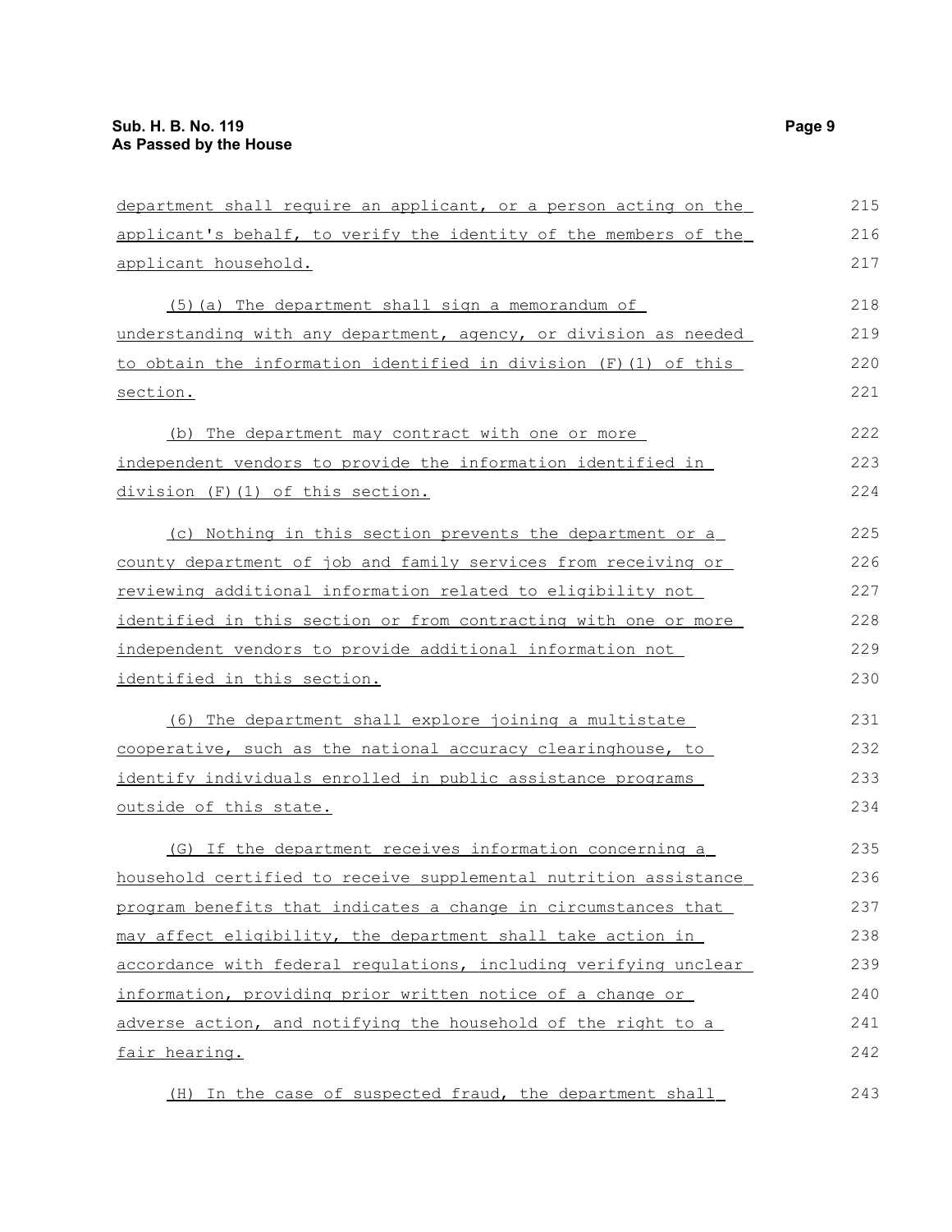department shall require an applicant, or a person acting on the applicant's behalf, to verify the identity of the members of the applicant household.

(5)(a) The department shall sign a memorandum of understanding with any department, agency, or division as needed to obtain the information identified in division (F)(1) of this section.

(b) The department may contract with one or more independent vendors to provide the information identified in division (F)(1) of this section.

(c) Nothing in this section prevents the department or a county department of job and family services from receiving or reviewing additional information related to eligibility not identified in this section or from contracting with one or more independent vendors to provide additional information not identified in this section.

(6) The department shall explore joining a multistate cooperative, such as the national accuracy clearinghouse, to identify individuals enrolled in public assistance programs outside of this state.

(G) If the department receives information concerning a household certified to receive supplemental nutrition assistance program benefits that indicates a change in circumstances that may affect eligibility, the department shall take action in accordance with federal regulations, including verifying unclear information, providing prior written notice of a change or adverse action, and notifying the household of the right to a fair hearing.

(H) In the case of suspected fraud, the department shall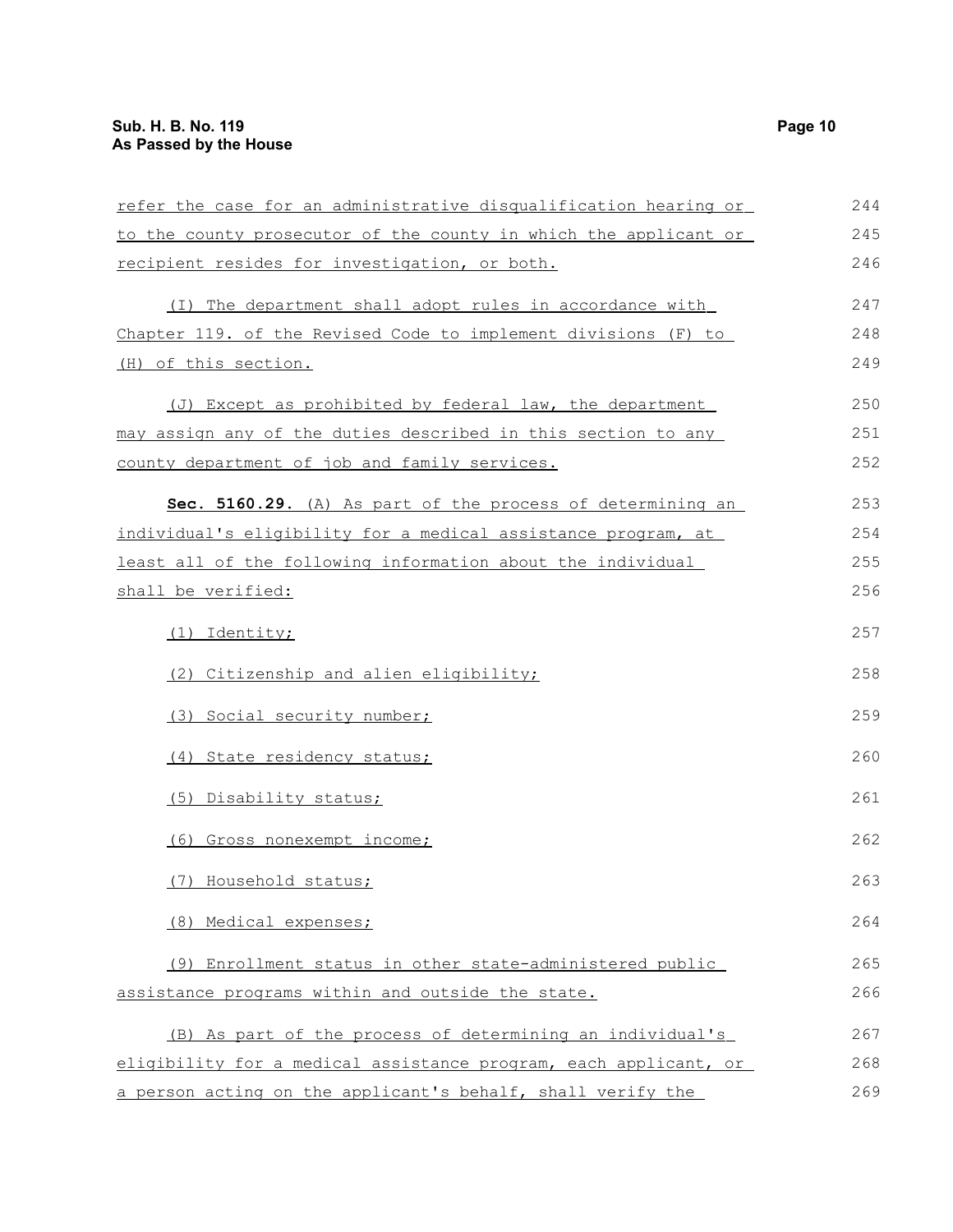refer the case for an administrative disqualification hearing or to the county prosecutor of the county in which the applicant or recipient resides for investigation, or both.

(I) The department shall adopt rules in accordance with Chapter 119. of the Revised Code to implement divisions (F) to (H) of this section.

(J) Except as prohibited by federal law, the department may assign any of the duties described in this section to any county department of job and family services.

**Sec. 5160.29.** (A) As part of the process of determining an individual's eligibility for a medical assistance program, at least all of the following information about the individual shall be verified:

(1) Identity;

(2) Citizenship and alien eligibility;

(3) Social security number;

(4) State residency status;

(5) Disability status;

(6) Gross nonexempt income;

(7) Household status;

(8) Medical expenses;

(9) Enrollment status in other state-administered public assistance programs within and outside the state.

(B) As part of the process of determining an individual's eligibility for a medical assistance program, each applicant, or a person acting on the applicant's behalf, shall verify the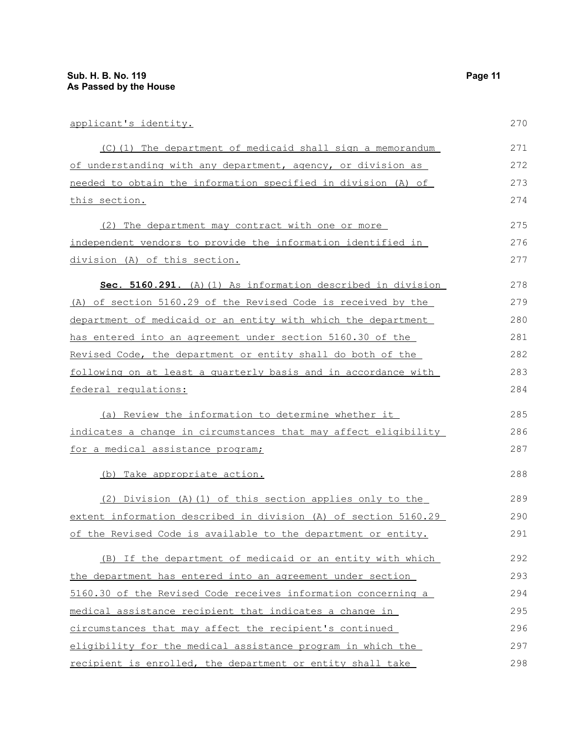applicant's identity.

(C)(1) The department of medicaid shall sign a memorandum of understanding with any department, agency, or division as needed to obtain the information specified in division (A) of this section.

(2) The department may contract with one or more independent vendors to provide the information identified in division (A) of this section.

**Sec. 5160.291.** (A)(1) As information described in division (A) of section 5160.29 of the Revised Code is received by the department of medicaid or an entity with which the department has entered into an agreement under section 5160.30 of the Revised Code, the department or entity shall do both of the following on at least a quarterly basis and in accordance with federal regulations:

(a) Review the information to determine whether it indicates a change in circumstances that may affect eligibility for a medical assistance program;

(b) Take appropriate action.

(2) Division (A)(1) of this section applies only to the extent information described in division (A) of section 5160.29 of the Revised Code is available to the department or entity.

(B) If the department of medicaid or an entity with which the department has entered into an agreement under section 5160.30 of the Revised Code receives information concerning a medical assistance recipient that indicates a change in circumstances that may affect the recipient's continued eligibility for the medical assistance program in which the recipient is enrolled, the department or entity shall take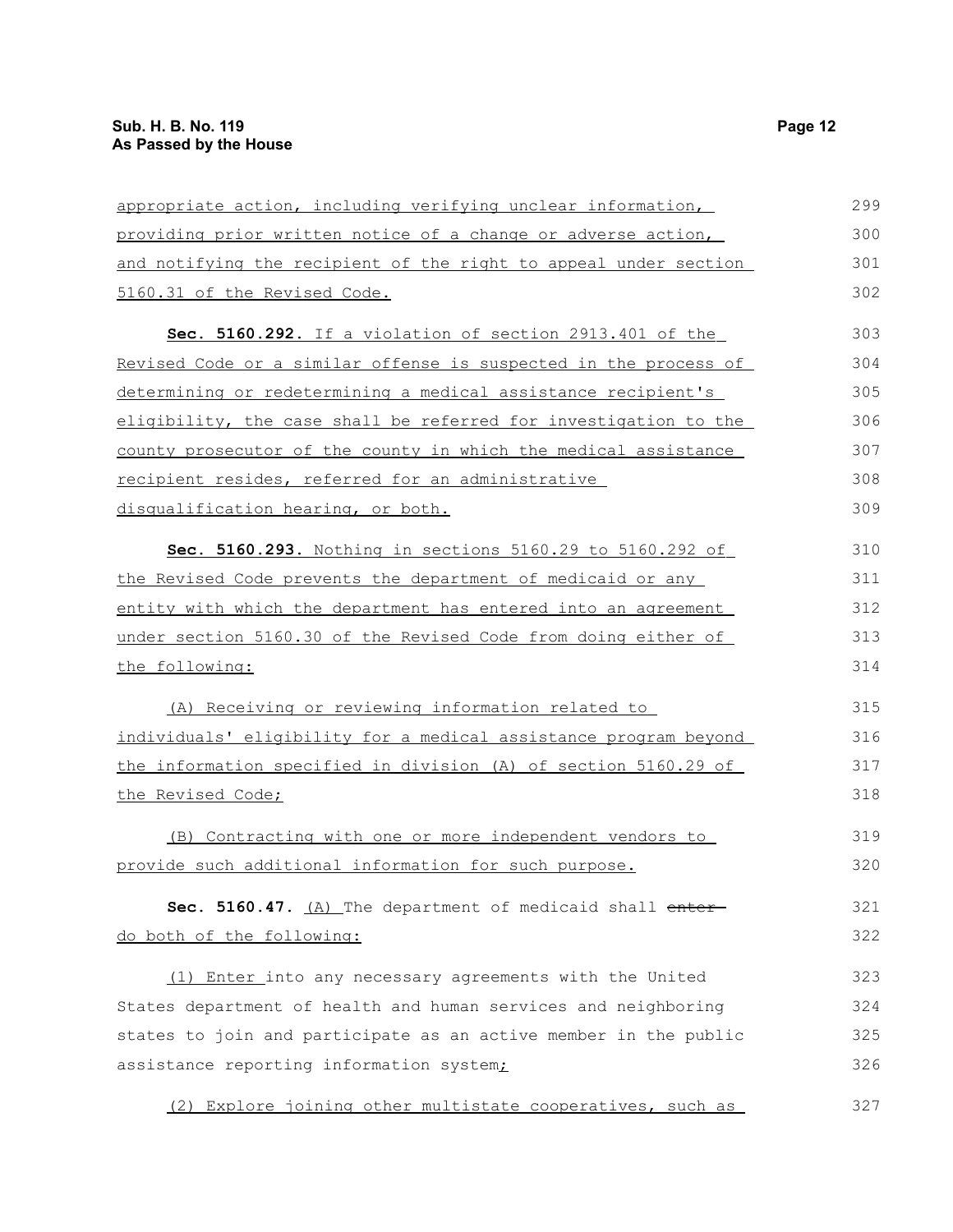appropriate action, including verifying unclear information, providing prior written notice of a change or adverse action, and notifying the recipient of the right to appeal under section 5160.31 of the Revised Code.

**Sec. 5160.292.** If a violation of section 2913.401 of the Revised Code or a similar offense is suspected in the process of determining or redetermining a medical assistance recipient's eligibility, the case shall be referred for investigation to the county prosecutor of the county in which the medical assistance recipient resides, referred for an administrative disqualification hearing, or both.

**Sec. 5160.293.** Nothing in sections 5160.29 to 5160.292 of the Revised Code prevents the department of medicaid or any entity with which the department has entered into an agreement under section 5160.30 of the Revised Code from doing either of the following:

(A) Receiving or reviewing information related to individuals' eligibility for a medical assistance program beyond the information specified in division (A) of section 5160.29 of the Revised Code;

(B) Contracting with one or more independent vendors to provide such additional information for such purpose.

**Sec. 5160.47.** (A) The department of medicaid shall ~~enter~~ do both of the following:

(1) Enter into any necessary agreements with the United States department of health and human services and neighboring states to join and participate as an active member in the public assistance reporting information system;

(2) Explore joining other multistate cooperatives, such as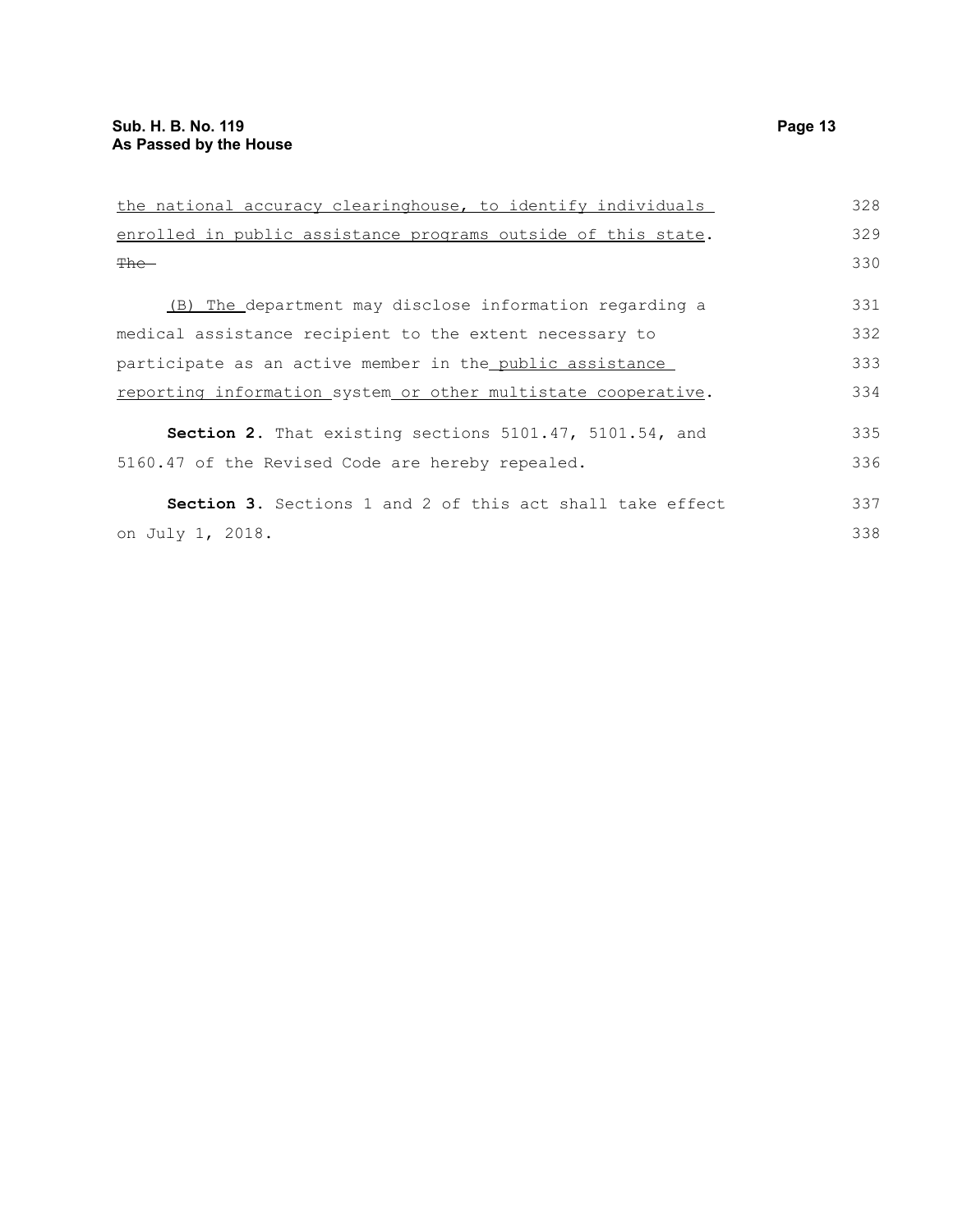the national accuracy clearinghouse, to identify individuals enrolled in public assistance programs outside of this state. ~~The~~

(B) The department may disclose information regarding a medical assistance recipient to the extent necessary to participate as an active member in the public assistance reporting information system or other multistate cooperative.

**Section 2.** That existing sections 5101.47, 5101.54, and 5160.47 of the Revised Code are hereby repealed.

**Section 3.** Sections 1 and 2 of this act shall take effect on July 1, 2018.